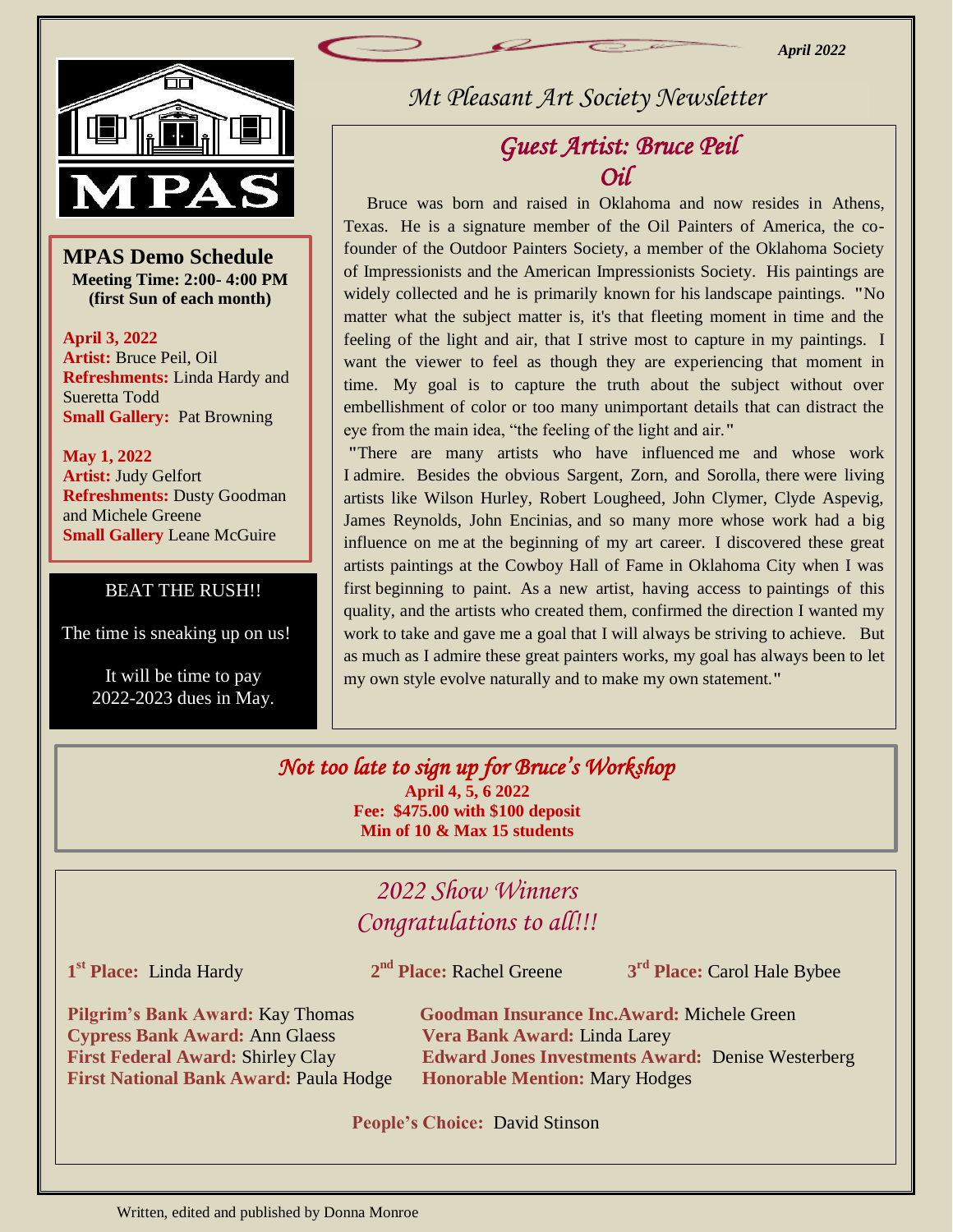April 2022

# Mt Pleasant Art Society Newsletter

MPAS

## MPAS Demo Schedule

**Meeting Time: 2:00- 4:00 PM**
**(first Sun of each month)**

**April 3, 2022**
**Artist:** Bruce Peil, Oil
**Refreshments:** Linda Hardy and Sueretta Todd
**Small Gallery:** Pat Browning

**May 1, 2022**
**Artist:** Judy Gelfort
**Refreshments:** Dusty Goodman and Michele Greene
**Small Gallery** Leane McGuire

BEAT THE RUSH!!

The time is sneaking up on us!

It will be time to pay 2022-2023 dues in May.

## *Guest Artist: Bruce Peil*
## *Oil*

Bruce was born and raised in Oklahoma and now resides in Athens, Texas. He is a signature member of the Oil Painters of America, the co-founder of the Outdoor Painters Society, a member of the Oklahoma Society of Impressionists and the American Impressionists Society. His paintings are widely collected and he is primarily known for his landscape paintings. "No matter what the subject matter is, it's that fleeting moment in time and the feeling of the light and air, that I strive most to capture in my paintings. I want the viewer to feel as though they are experiencing that moment in time. My goal is to capture the truth about the subject without over embellishment of color or too many unimportant details that can distract the eye from the main idea, "the feeling of the light and air."

"There are many artists who have influenced me and whose work I admire. Besides the obvious Sargent, Zorn, and Sorolla, there were living artists like Wilson Hurley, Robert Lougheed, John Clymer, Clyde Aspevig, James Reynolds, John Encinias, and so many more whose work had a big influence on me at the beginning of my art career. I discovered these great artists paintings at the Cowboy Hall of Fame in Oklahoma City when I was first beginning to paint. As a new artist, having access to paintings of this quality, and the artists who created them, confirmed the direction I wanted my work to take and gave me a goal that I will always be striving to achieve. But as much as I admire these great painters works, my goal has always been to let my own style evolve naturally and to make my own statement."

## *Not too late to sign up for Bruce's Workshop*

**April 4, 5, 6 2022**
**Fee: $475.00 with $100 deposit**
**Min of 10 & Max 15 students**

## *2022 Show Winners*
## *Congratulations to all!!!*

**1st Place:** Linda Hardy
**2nd Place:** Rachel Greene
**3rd Place:** Carol Hale Bybee

**Pilgrim's Bank Award:** Kay Thomas
**Cypress Bank Award:** Ann Glaess
**First Federal Award:** Shirley Clay
**First National Bank Award:** Paula Hodge
**Goodman Insurance Inc.Award:** Michele Green
**Vera Bank Award:** Linda Larey
**Edward Jones Investments Award:** Denise Westerberg
**Honorable Mention:** Mary Hodges

**People's Choice:** David Stinson

Written, edited and published by Donna Monroe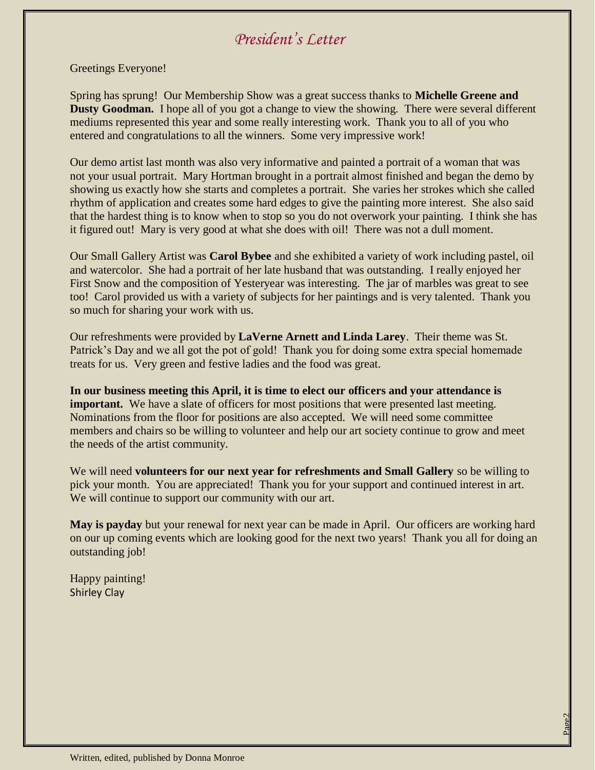# *President's Letter*

Greetings Everyone!

Spring has sprung! Our Membership Show was a great success thanks to **Michelle Greene and Dusty Goodman.** I hope all of you got a change to view the showing. There were several different mediums represented this year and some really interesting work. Thank you to all of you who entered and congratulations to all the winners. Some very impressive work!

Our demo artist last month was also very informative and painted a portrait of a woman that was not your usual portrait. Mary Hortman brought in a portrait almost finished and began the demo by showing us exactly how she starts and completes a portrait. She varies her strokes which she called rhythm of application and creates some hard edges to give the painting more interest. She also said that the hardest thing is to know when to stop so you do not overwork your painting. I think she has it figured out! Mary is very good at what she does with oil! There was not a dull moment.

Our Small Gallery Artist was **Carol Bybee** and she exhibited a variety of work including pastel, oil and watercolor. She had a portrait of her late husband that was outstanding. I really enjoyed her First Snow and the composition of Yesteryear was interesting. The jar of marbles was great to see too! Carol provided us with a variety of subjects for her paintings and is very talented. Thank you so much for sharing your work with us.

Our refreshments were provided by **LaVerne Arnett and Linda Larey**. Their theme was St. Patrick's Day and we all got the pot of gold! Thank you for doing some extra special homemade treats for us. Very green and festive ladies and the food was great.

**In our business meeting this April, it is time to elect our officers and your attendance is important.** We have a slate of officers for most positions that were presented last meeting. Nominations from the floor for positions are also accepted. We will need some committee members and chairs so be willing to volunteer and help our art society continue to grow and meet the needs of the artist community.

We will need **volunteers for our next year for refreshments and Small Gallery** so be willing to pick your month. You are appreciated! Thank you for your support and continued interest in art. We will continue to support our community with our art.

**May is payday** but your renewal for next year can be made in April. Our officers are working hard on our up coming events which are looking good for the next two years! Thank you all for doing an outstanding job!

Happy painting!
Shirley Clay

Written, edited, published by Donna Monroe